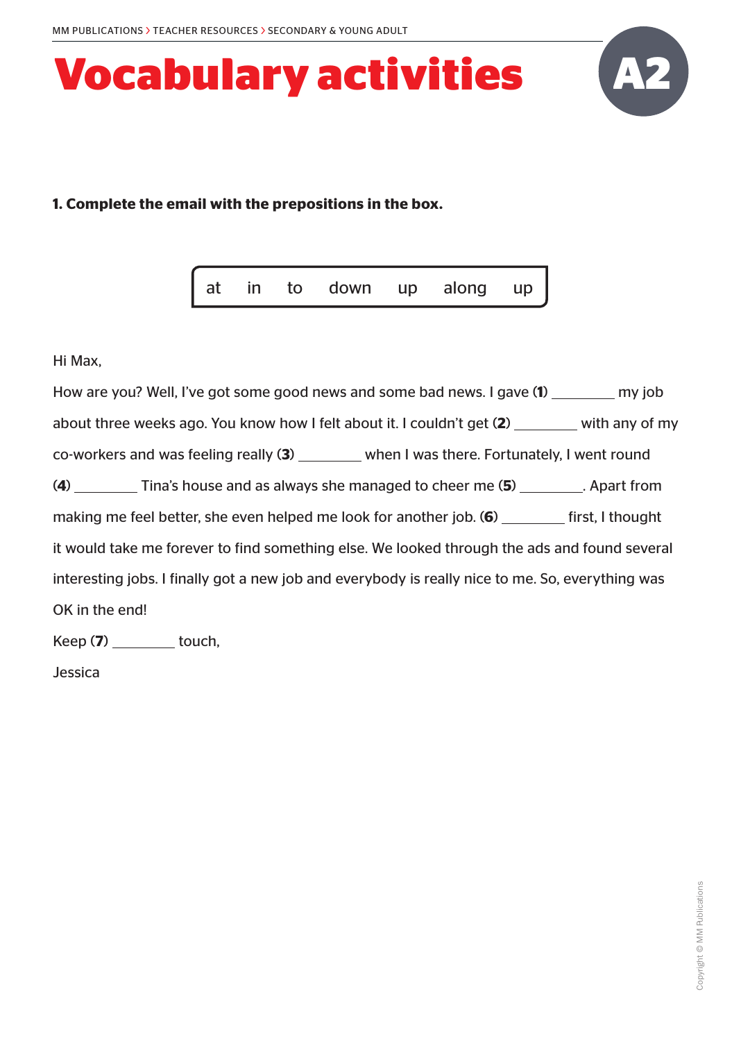# Vocabulary activities

**A2**

**1. Complete the email with the prepositions in the box.**

| at | in | to | down | up | along | up |
|---|---|---|---|---|---|---|

Hi Max,

How are you? Well, I've got some good news and some bad news. I gave **(1)** ________ my job about three weeks ago. You know how I felt about it. I couldn't get **(2)** ________ with any of my co-workers and was feeling really **(3)** ________ when I was there. Fortunately, I went round **(4)** ________ Tina's house and as always she managed to cheer me **(5)** ________. Apart from making me feel better, she even helped me look for another job. **(6)** ________ first, I thought it would take me forever to find something else. We looked through the ads and found several interesting jobs. I finally got a new job and everybody is really nice to me. So, everything was OK in the end!

Keep **(7)** ________ touch,

Jessica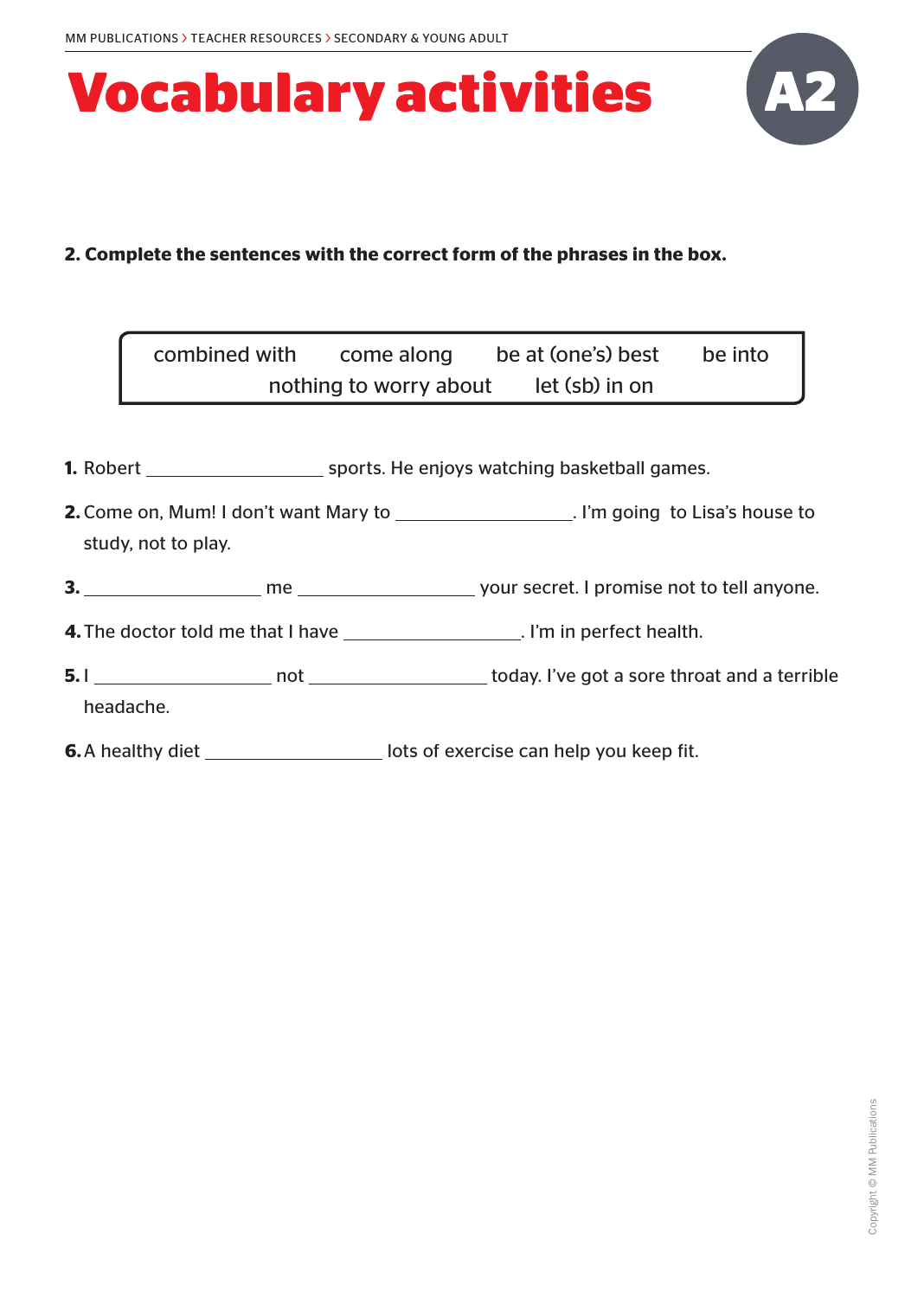# Vocabulary activities

**A2**

**2. Complete the sentences with the correct form of the phrases in the box.**

| combined with | come along | be at (one's) best | be into |
|---|---|---|---|
| nothing to worry about | let (sb) in on | | |

**1.** Robert ________________ sports. He enjoys watching basketball games.

**2.** Come on, Mum! I don't want Mary to ________________. I'm going to Lisa's house to study, not to play.

**3.** ________________ me ________________ your secret. I promise not to tell anyone.

**4.** The doctor told me that I have ________________. I'm in perfect health.

**5.** I ________________ not ________________ today. I've got a sore throat and a terrible headache.

**6.** A healthy diet ________________ lots of exercise can help you keep fit.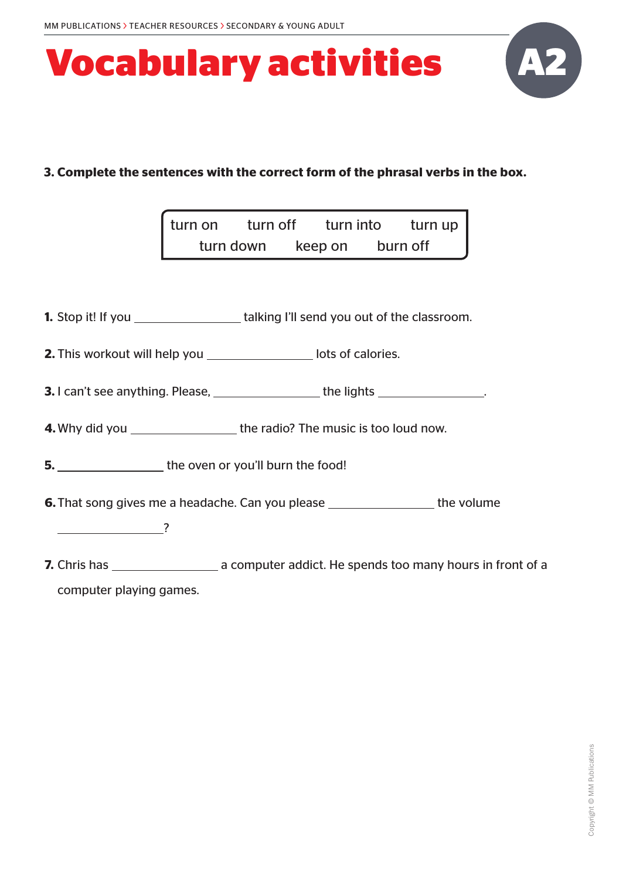# Vocabulary activities

**A2**

**3. Complete the sentences with the correct form of the phrasal verbs in the box.**

| turn on | turn off | turn into | turn up |
|---|---|---|---|
| turn down | keep on | burn off | |

**1.** Stop it! If you ________________ talking I'll send you out of the classroom.

**2.** This workout will help you ________________ lots of calories.

**3.** I can't see anything. Please, ________________ the lights ________________.

**4.** Why did you ________________ the radio? The music is too loud now.

**5.** ________________ the oven or you'll burn the food!

**6.** That song gives me a headache. Can you please ________________ the volume ________________?

**7.** Chris has ________________ a computer addict. He spends too many hours in front of a computer playing games.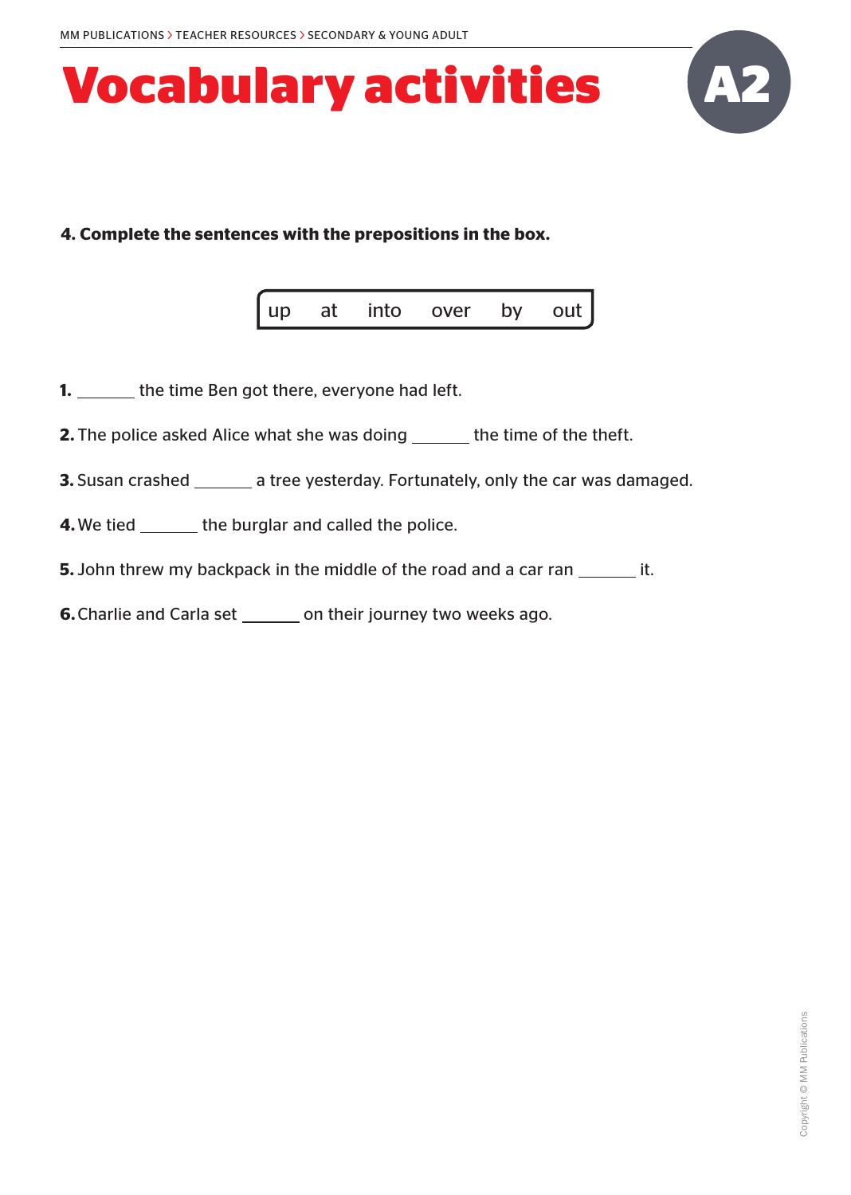# Vocabulary activities

A2

**4. Complete the sentences with the prepositions in the box.**

| up | at | into | over | by | out |
|---|---|---|---|---|---|

**1.** _______ the time Ben got there, everyone had left.

**2.** The police asked Alice what she was doing _______ the time of the theft.

**3.** Susan crashed _______ a tree yesterday. Fortunately, only the car was damaged.

**4.** We tied _______ the burglar and called the police.

**5.** John threw my backpack in the middle of the road and a car ran _______ it.

**6.** Charlie and Carla set _______ on their journey two weeks ago.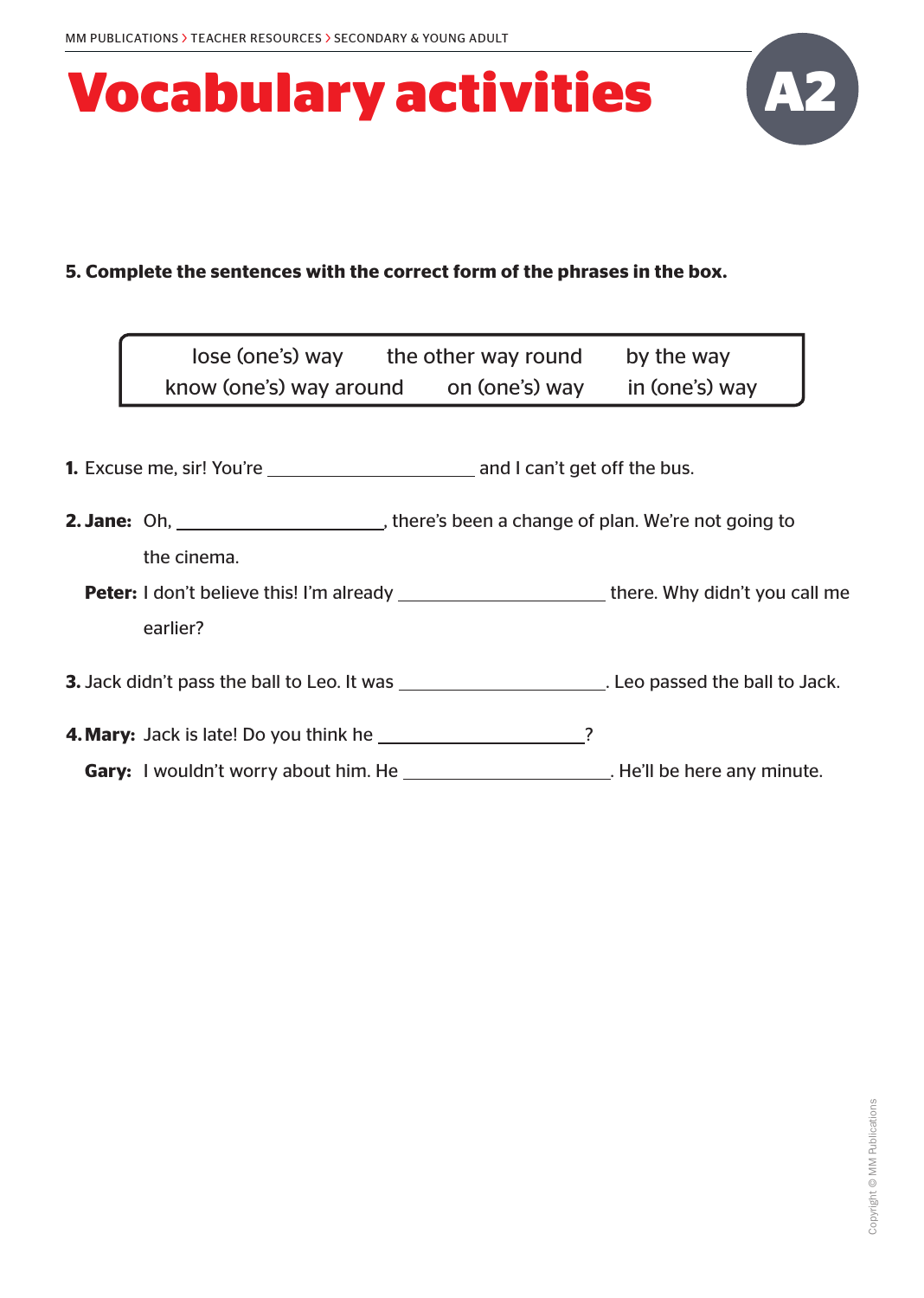# Vocabulary activities

**A2**

**5. Complete the sentences with the correct form of the phrases in the box.**

| lose (one's) way | the other way round | by the way |
|---|---|---|
| know (one's) way around | on (one's) way | in (one's) way |

**1.** Excuse me, sir! You're ____________________ and I can't get off the bus.

**2. Jane:** Oh, ____________________, there's been a change of plan. We're not going to the cinema.

**Peter:** I don't believe this! I'm already ____________________ there. Why didn't you call me earlier?

**3.** Jack didn't pass the ball to Leo. It was ____________________. Leo passed the ball to Jack.

**4. Mary:** Jack is late! Do you think he ____________________?

**Gary:** I wouldn't worry about him. He ____________________. He'll be here any minute.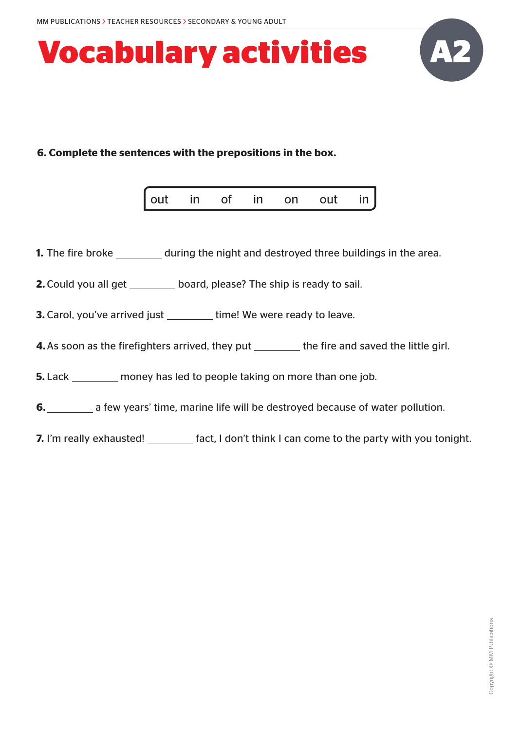# Vocabulary activities

A2

**6. Complete the sentences with the prepositions in the box.**

| out | in | of | in | on | out | in |
|---|---|---|---|---|---|---|

**1.** The fire broke ________ during the night and destroyed three buildings in the area.

**2.** Could you all get ________ board, please? The ship is ready to sail.

**3.** Carol, you've arrived just ________ time! We were ready to leave.

**4.** As soon as the firefighters arrived, they put ________ the fire and saved the little girl.

**5.** Lack ________ money has led to people taking on more than one job.

**6.** ________ a few years' time, marine life will be destroyed because of water pollution.

**7.** I'm really exhausted! ________ fact, I don't think I can come to the party with you tonight.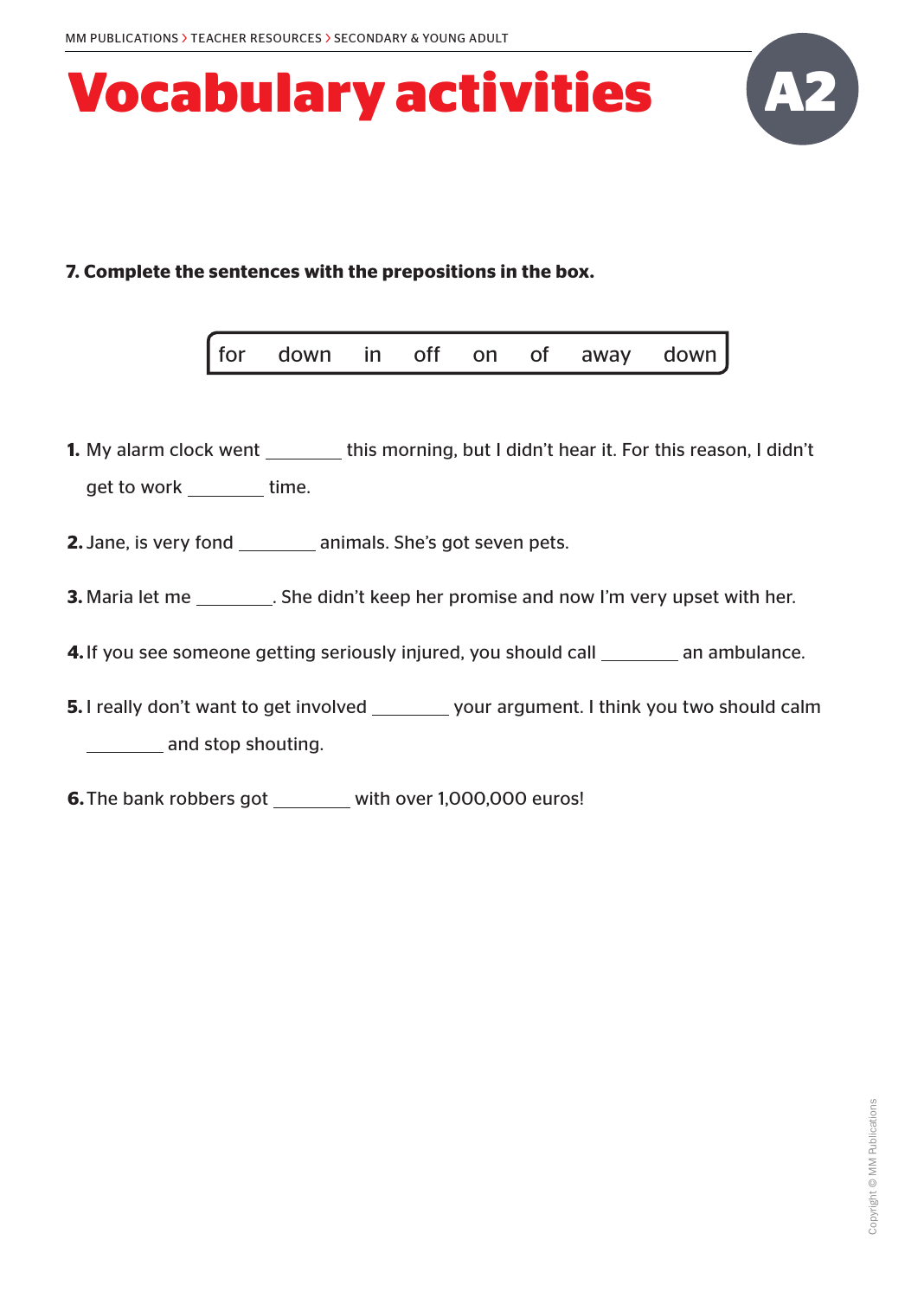# Vocabulary activities

A2

**7. Complete the sentences with the prepositions in the box.**

| for | down | in | off | on | of | away | down |
|---|---|---|---|---|---|---|---|

**1.** My alarm clock went ________ this morning, but I didn't hear it. For this reason, I didn't get to work ________ time.

**2.** Jane, is very fond ________ animals. She's got seven pets.

**3.** Maria let me ________. She didn't keep her promise and now I'm very upset with her.

**4.** If you see someone getting seriously injured, you should call ________ an ambulance.

**5.** I really don't want to get involved ________ your argument. I think you two should calm ________ and stop shouting.

**6.** The bank robbers got ________ with over 1,000,000 euros!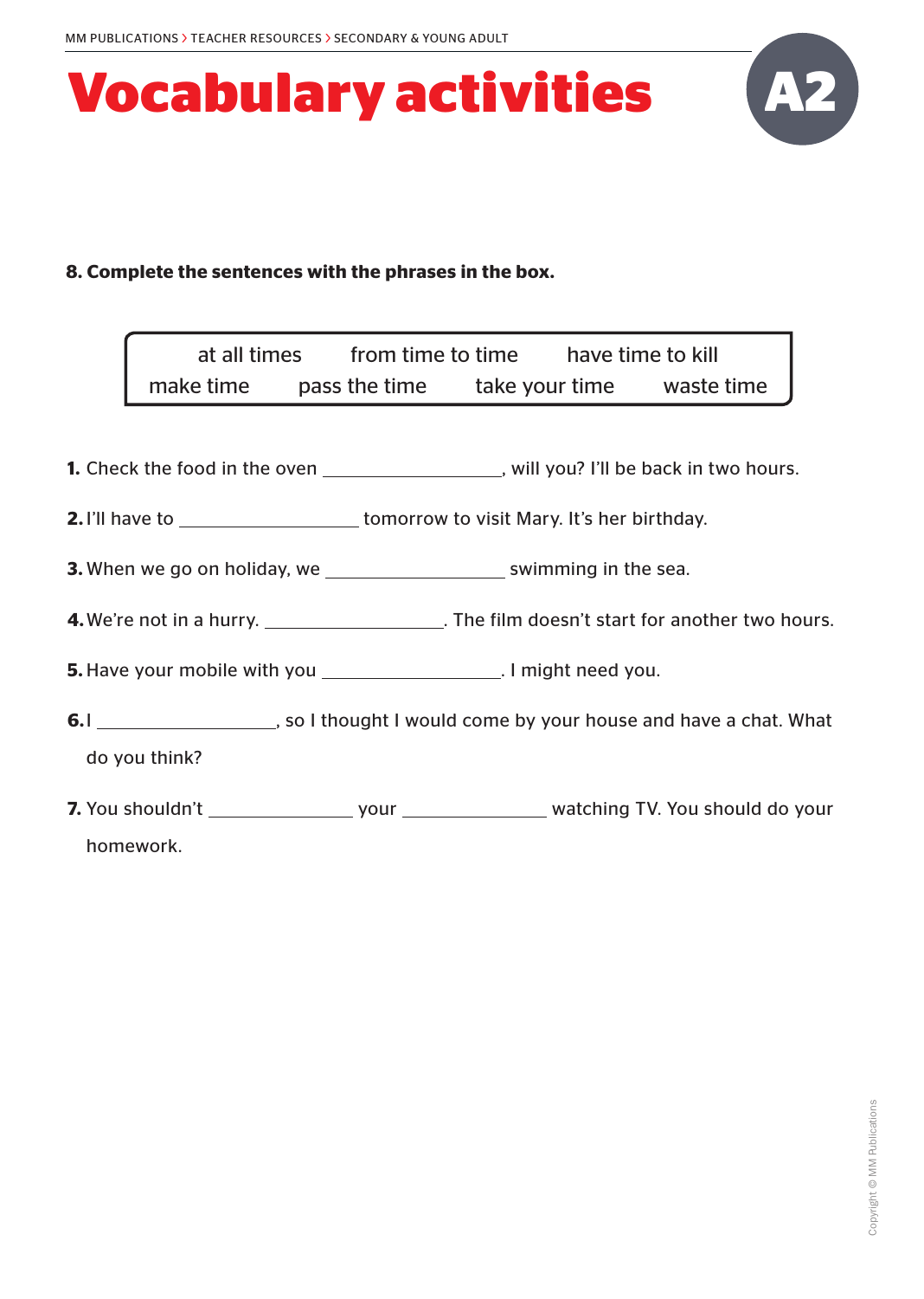# Vocabulary activities

**A2**

**8. Complete the sentences with the phrases in the box.**

| | | | |
|---|---|---|---|
| at all times | from time to time | have time to kill | |
| make time | pass the time | take your time | waste time |

1. Check the food in the oven ________________, will you? I'll be back in two hours.

2. I'll have to ________________ tomorrow to visit Mary. It's her birthday.

3. When we go on holiday, we ________________ swimming in the sea.

4. We're not in a hurry. ________________. The film doesn't start for another two hours.

5. Have your mobile with you ________________. I might need you.

6. I ________________, so I thought I would come by your house and have a chat. What do you think?

7. You shouldn't ______________ your ______________ watching TV. You should do your homework.

Copyright © MM Publications